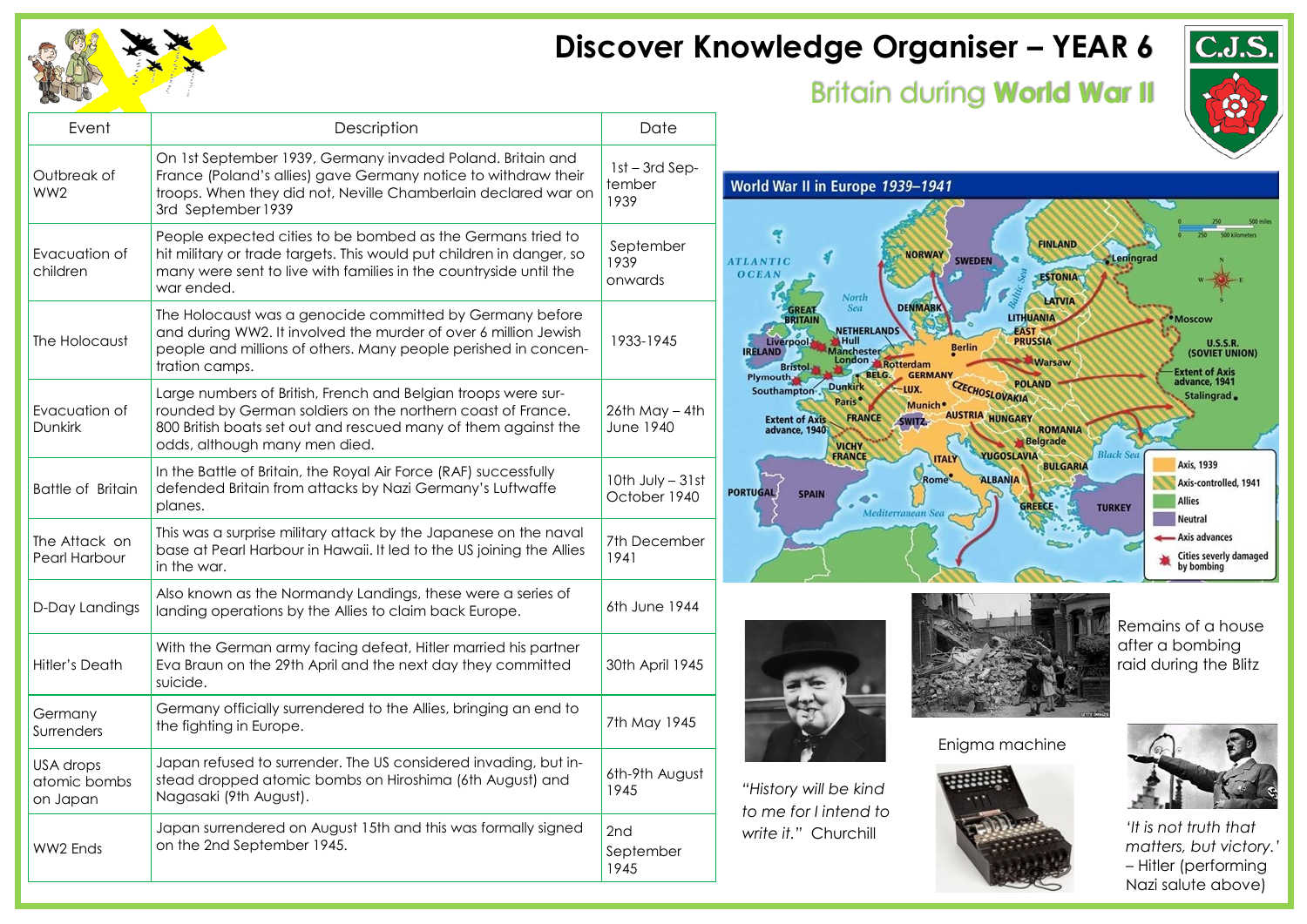# Discover Knowledge Organiser – YEAR 6

## Britain during **World War II**

| Event | Description | Date |
|---|---|---|
| Outbreak of WW2 | On 1st September 1939, Germany invaded Poland. Britain and France (Poland's allies) gave Germany notice to withdraw their troops. When they did not, Neville Chamberlain declared war on 3rd September 1939 | 1st – 3rd September 1939 |
| Evacuation of children | People expected cities to be bombed as the Germans tried to hit military or trade targets. This would put children in danger, so many were sent to live with families in the countryside until the war ended. | September 1939 onwards |
| The Holocaust | The Holocaust was a genocide committed by Germany before and during WW2. It involved the murder of over 6 million Jewish people and millions of others. Many people perished in concentration camps. | 1933-1945 |
| Evacuation of Dunkirk | Large numbers of British, French and Belgian troops were surrounded by German soldiers on the northern coast of France. 800 British boats set out and rescued many of them against the odds, although many men died. | 26th May – 4th June 1940 |
| Battle of Britain | In the Battle of Britain, the Royal Air Force (RAF) successfully defended Britain from attacks by Nazi Germany's Luftwaffe planes. | 10th July – 31st October 1940 |
| The Attack on Pearl Harbour | This was a surprise military attack by the Japanese on the naval base at Pearl Harbour in Hawaii. It led to the US joining the Allies in the war. | 7th December 1941 |
| D-Day Landings | Also known as the Normandy Landings, these were a series of landing operations by the Allies to claim back Europe. | 6th June 1944 |
| Hitler's Death | With the German army facing defeat, Hitler married his partner Eva Braun on the 29th April and the next day they committed suicide. | 30th April 1945 |
| Germany Surrenders | Germany officially surrendered to the Allies, bringing an end to the fighting in Europe. | 7th May 1945 |
| USA drops atomic bombs on Japan | Japan refused to surrender. The US considered invading, but instead dropped atomic bombs on Hiroshima (6th August) and Nagasaki (9th August). | 6th-9th August 1945 |
| WW2 Ends | Japan surrendered on August 15th and this was formally signed on the 2nd September 1945. | 2nd September 1945 |

**World War II in Europe 1939–1941**

Key: Axis, 1939; Axis-controlled, 1941; Allies; Neutral; Axis advances; Cities severly damaged by bombing; Extent of Axis advance, 1940; Extent of Axis advance, 1941

*"History will be kind to me for I intend to write it."* Churchill

Remains of a house after a bombing raid during the Blitz

Enigma machine

*'It is not truth that matters, but victory.'* – Hitler (performing Nazi salute above)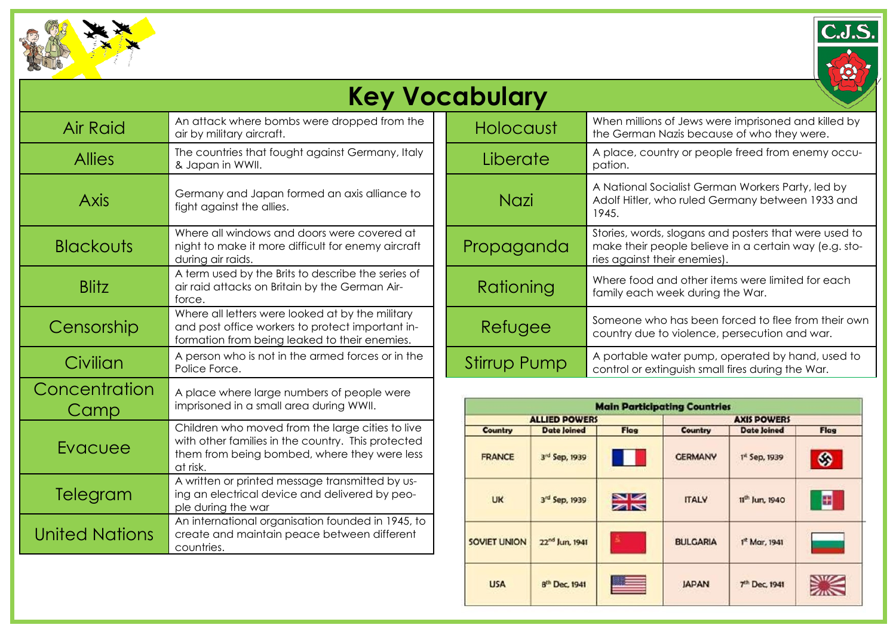# Key Vocabulary

| | |
|---|---|
| Air Raid | An attack where bombs were dropped from the air by military aircraft. |
| Allies | The countries that fought against Germany, Italy & Japan in WWII. |
| Axis | Germany and Japan formed an axis alliance to fight against the allies. |
| Blackouts | Where all windows and doors were covered at night to make it more difficult for enemy aircraft during air raids. |
| Blitz | A term used by the Brits to describe the series of air raid attacks on Britain by the German Airforce. |
| Censorship | Where all letters were looked at by the military and post office workers to protect important information from being leaked to their enemies. |
| Civilian | A person who is not in the armed forces or in the Police Force. |
| Concentration Camp | A place where large numbers of people were imprisoned in a small area during WWII. |
| Evacuee | Children who moved from the large cities to live with other families in the country. This protected them from being bombed, where they were less at risk. |
| Telegram | A written or printed message transmitted by using an electrical device and delivered by people during the war |
| United Nations | An international organisation founded in 1945, to create and maintain peace between different countries. |
| Holocaust | When millions of Jews were imprisoned and killed by the German Nazis because of who they were. |
| Liberate | A place, country or people freed from enemy occupation. |
| Nazi | A National Socialist German Workers Party, led by Adolf Hitler, who ruled Germany between 1933 and 1945. |
| Propaganda | Stories, words, slogans and posters that were used to make their people believe in a certain way (e.g. stories against their enemies). |
| Rationing | Where food and other items were limited for each family each week during the War. |
| Refugee | Someone who has been forced to flee from their own country due to violence, persecution and war. |
| Stirrup Pump | A portable water pump, operated by hand, used to control or extinguish small fires during the War. |

**Main Participating Countries**

| ALLIED POWERS | | | AXIS POWERS | | |
|---|---|---|---|---|---|
| Country | Date Joined | Flag | Country | Date Joined | Flag |
| FRANCE | 3rd Sep, 1939 | | GERMANY | 1st Sep, 1939 | |
| UK | 3rd Sep, 1939 | | ITALY | 11th Jun, 1940 | |
| SOVIET UNION | 22nd Jun, 1941 | | BULGARIA | 1st Mar, 1941 | |
| USA | 8th Dec, 1941 | | JAPAN | 7th Dec, 1941 | |